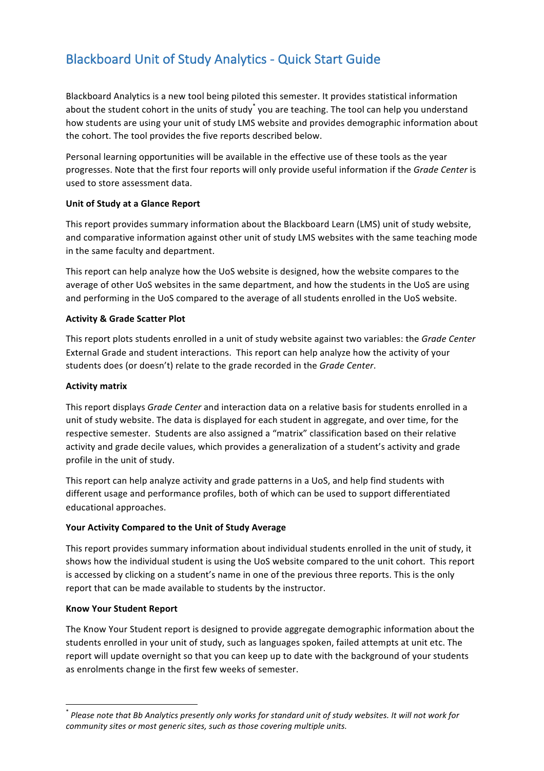# Blackboard Unit of Study Analytics - Quick Start Guide

Blackboard Analytics is a new tool being piloted this semester. It provides statistical information about the student cohort in the units of study[*] you are teaching. The tool can help you understand how students are using your unit of study LMS website and provides demographic information about the cohort. The tool provides the five reports described below.

Personal learning opportunities will be available in the effective use of these tools as the year progresses. Note that the first four reports will only provide useful information if the *Grade Center* is used to store assessment data.

**Unit of Study at a Glance Report**

This report provides summary information about the Blackboard Learn (LMS) unit of study website, and comparative information against other unit of study LMS websites with the same teaching mode in the same faculty and department.

This report can help analyze how the UoS website is designed, how the website compares to the average of other UoS websites in the same department, and how the students in the UoS are using and performing in the UoS compared to the average of all students enrolled in the UoS website.

**Activity & Grade Scatter Plot**

This report plots students enrolled in a unit of study website against two variables: the *Grade Center* External Grade and student interactions. This report can help analyze how the activity of your students does (or doesn't) relate to the grade recorded in the *Grade Center*.

**Activity matrix**

This report displays *Grade Center* and interaction data on a relative basis for students enrolled in a unit of study website. The data is displayed for each student in aggregate, and over time, for the respective semester. Students are also assigned a "matrix" classification based on their relative activity and grade decile values, which provides a generalization of a student's activity and grade profile in the unit of study.

This report can help analyze activity and grade patterns in a UoS, and help find students with different usage and performance profiles, both of which can be used to support differentiated educational approaches.

**Your Activity Compared to the Unit of Study Average**

This report provides summary information about individual students enrolled in the unit of study, it shows how the individual student is using the UoS website compared to the unit cohort. This report is accessed by clicking on a student's name in one of the previous three reports. This is the only report that can be made available to students by the instructor.

**Know Your Student Report**

The Know Your Student report is designed to provide aggregate demographic information about the students enrolled in your unit of study, such as languages spoken, failed attempts at unit etc. The report will update overnight so that you can keep up to date with the background of your students as enrolments change in the first few weeks of semester.

---

[*] *Please note that Bb Analytics presently only works for standard unit of study websites. It will not work for community sites or most generic sites, such as those covering multiple units.*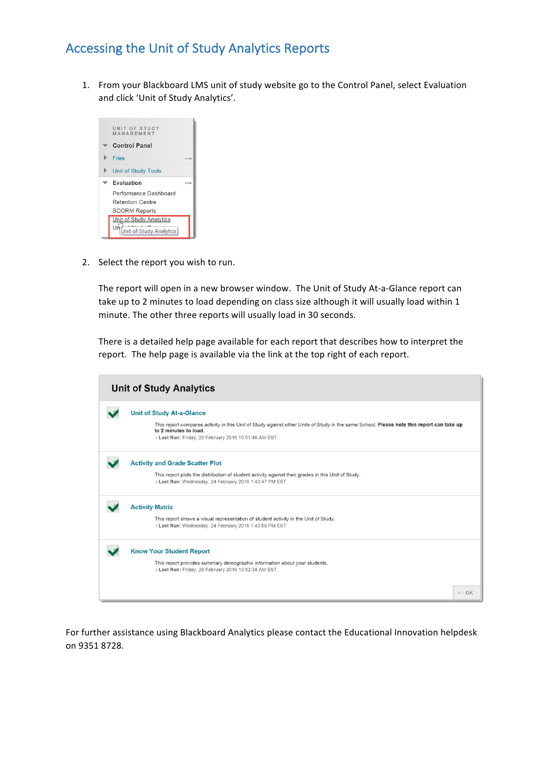## Accessing the Unit of Study Analytics Reports

1. From your Blackboard LMS unit of study website go to the Control Panel, select Evaluation and click 'Unit of Study Analytics'.

2. Select the report you wish to run.

   The report will open in a new browser window. The Unit of Study At-a-Glance report can take up to 2 minutes to load depending on class size although it will usually load within 1 minute. The other three reports will usually load in 30 seconds.

   There is a detailed help page available for each report that describes how to interpret the report. The help page is available via the link at the top right of each report.

For further assistance using Blackboard Analytics please contact the Educational Innovation helpdesk on 9351 8728.